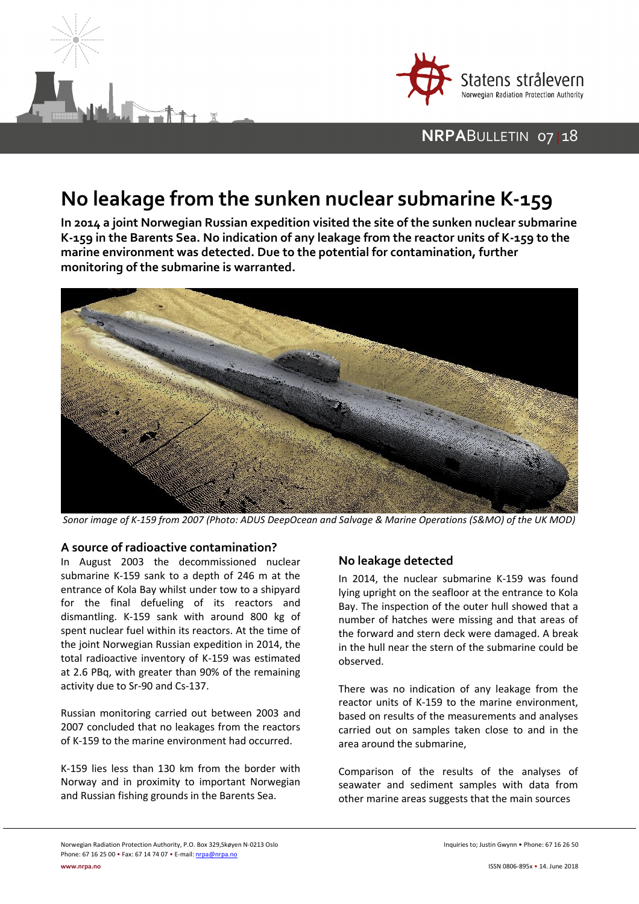# No leakage from the sunken nuclear submarine K-159

**In 2014 a joint Norwegian Russian expedition visited the site of the sunken nuclear submarine K-159 in the Barents Sea. No indication of any leakage from the reactor units of K-159 to the marine environment was detected. Due to the potential for contamination, further monitoring of the submarine is warranted.**

*Sonor image of K-159 from 2007 (Photo: ADUS DeepOcean and Salvage & Marine Operations (S&MO) of the UK MOD)*

## A source of radioactive contamination?

In August 2003 the decommissioned nuclear submarine K-159 sank to a depth of 246 m at the entrance of Kola Bay whilst under tow to a shipyard for the final defueling of its reactors and dismantling. K-159 sank with around 800 kg of spent nuclear fuel within its reactors. At the time of the joint Norwegian Russian expedition in 2014, the total radioactive inventory of K-159 was estimated at 2.6 PBq, with greater than 90% of the remaining activity due to Sr-90 and Cs-137.

Russian monitoring carried out between 2003 and 2007 concluded that no leakages from the reactors of K-159 to the marine environment had occurred.

K-159 lies less than 130 km from the border with Norway and in proximity to important Norwegian and Russian fishing grounds in the Barents Sea.

## No leakage detected

In 2014, the nuclear submarine K-159 was found lying upright on the seafloor at the entrance to Kola Bay. The inspection of the outer hull showed that a number of hatches were missing and that areas of the forward and stern deck were damaged. A break in the hull near the stern of the submarine could be observed.

There was no indication of any leakage from the reactor units of K-159 to the marine environment, based on results of the measurements and analyses carried out on samples taken close to and in the area around the submarine,

Comparison of the results of the analyses of seawater and sediment samples with data from other marine areas suggests that the main sources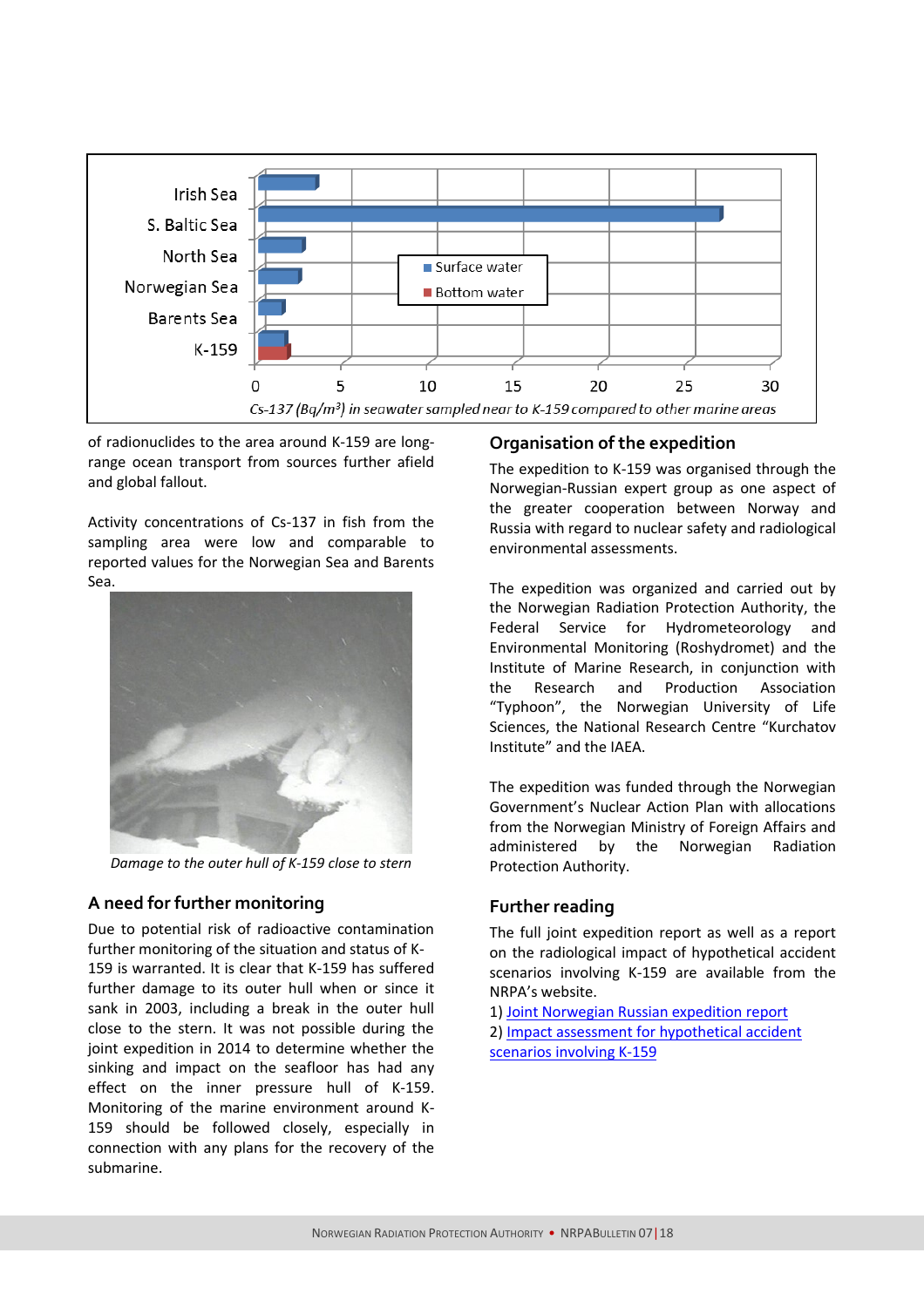Irish Sea
S. Baltic Sea
North Sea
Norwegian Sea
Barents Sea
K-159

Surface water
Bottom water

0 5 10 15 20 25 30

*Cs-137 (Bq/m³) in seawater sampled near to K-159 compared to other marine areas*

of radionuclides to the area around K-159 are long-range ocean transport from sources further afield and global fallout.

Activity concentrations of Cs-137 in fish from the sampling area were low and comparable to reported values for the Norwegian Sea and Barents Sea.

*Damage to the outer hull of K-159 close to stern*

## A need for further monitoring

Due to potential risk of radioactive contamination further monitoring of the situation and status of K-159 is warranted. It is clear that K-159 has suffered further damage to its outer hull when or since it sank in 2003, including a break in the outer hull close to the stern. It was not possible during the joint expedition in 2014 to determine whether the sinking and impact on the seafloor has had any effect on the inner pressure hull of K-159. Monitoring of the marine environment around K-159 should be followed closely, especially in connection with any plans for the recovery of the submarine.

## Organisation of the expedition

The expedition to K-159 was organised through the Norwegian-Russian expert group as one aspect of the greater cooperation between Norway and Russia with regard to nuclear safety and radiological environmental assessments.

The expedition was organized and carried out by the Norwegian Radiation Protection Authority, the Federal Service for Hydrometeorology and Environmental Monitoring (Roshydromet) and the Institute of Marine Research, in conjunction with the Research and Production Association "Typhoon", the Norwegian University of Life Sciences, the National Research Centre "Kurchatov Institute" and the IAEA.

The expedition was funded through the Norwegian Government's Nuclear Action Plan with allocations from the Norwegian Ministry of Foreign Affairs and administered by the Norwegian Radiation Protection Authority.

## Further reading

The full joint expedition report as well as a report on the radiological impact of hypothetical accident scenarios involving K-159 are available from the NRPA's website.

1) Joint Norwegian Russian expedition report
2) Impact assessment for hypothetical accident scenarios involving K-159